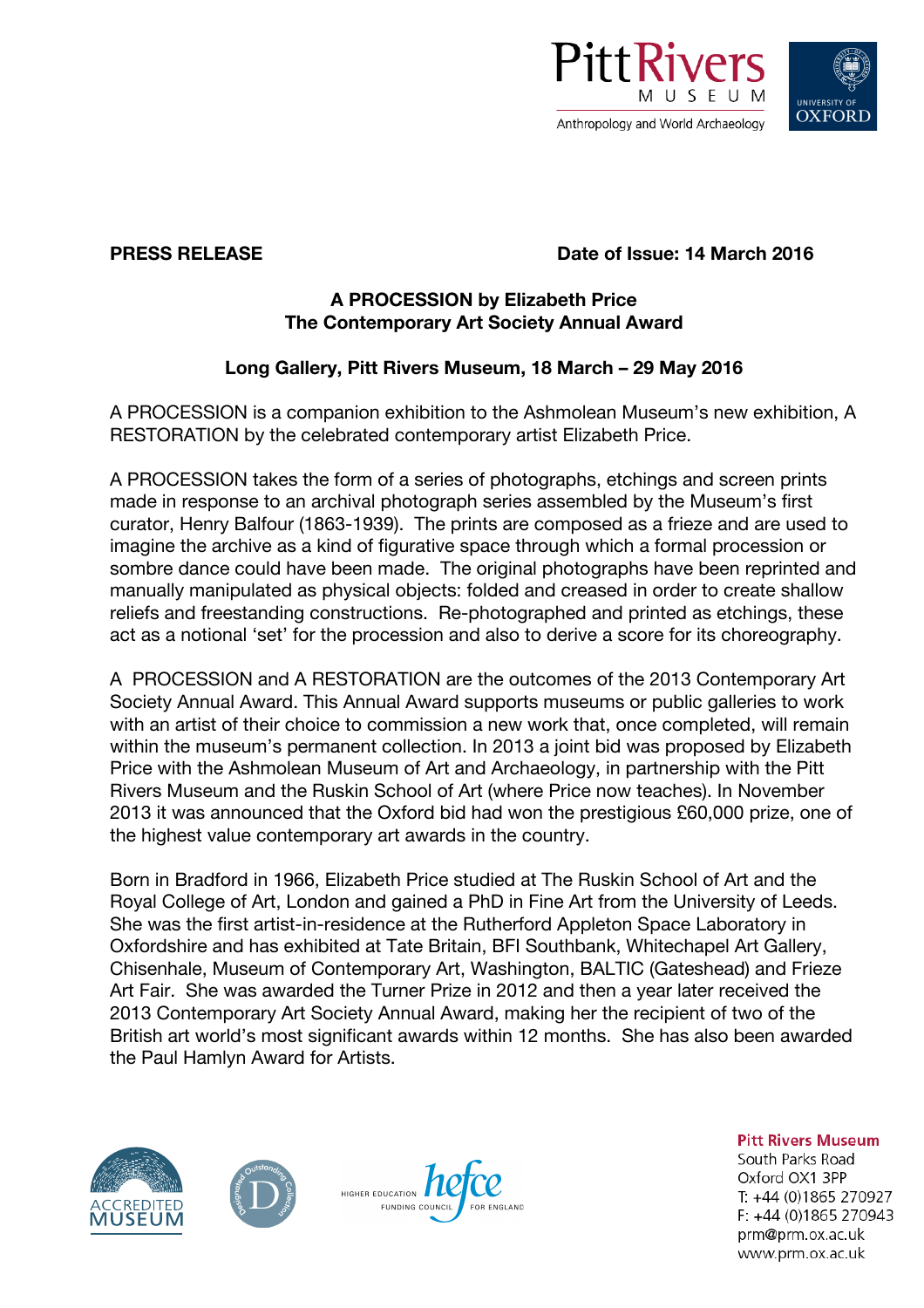**PRESS RELEASE** **Date of Issue: 14 March 2016**

**A PROCESSION by Elizabeth Price**
**The Contemporary Art Society Annual Award**

**Long Gallery, Pitt Rivers Museum, 18 March – 29 May 2016**

A PROCESSION is a companion exhibition to the Ashmolean Museum's new exhibition, A RESTORATION by the celebrated contemporary artist Elizabeth Price.

A PROCESSION takes the form of a series of photographs, etchings and screen prints made in response to an archival photograph series assembled by the Museum's first curator, Henry Balfour (1863-1939). The prints are composed as a frieze and are used to imagine the archive as a kind of figurative space through which a formal procession or sombre dance could have been made. The original photographs have been reprinted and manually manipulated as physical objects: folded and creased in order to create shallow reliefs and freestanding constructions. Re-photographed and printed as etchings, these act as a notional 'set' for the procession and also to derive a score for its choreography.

A PROCESSION and A RESTORATION are the outcomes of the 2013 Contemporary Art Society Annual Award. This Annual Award supports museums or public galleries to work with an artist of their choice to commission a new work that, once completed, will remain within the museum's permanent collection. In 2013 a joint bid was proposed by Elizabeth Price with the Ashmolean Museum of Art and Archaeology, in partnership with the Pitt Rivers Museum and the Ruskin School of Art (where Price now teaches). In November 2013 it was announced that the Oxford bid had won the prestigious £60,000 prize, one of the highest value contemporary art awards in the country.

Born in Bradford in 1966, Elizabeth Price studied at The Ruskin School of Art and the Royal College of Art, London and gained a PhD in Fine Art from the University of Leeds. She was the first artist-in-residence at the Rutherford Appleton Space Laboratory in Oxfordshire and has exhibited at Tate Britain, BFI Southbank, Whitechapel Art Gallery, Chisenhale, Museum of Contemporary Art, Washington, BALTIC (Gateshead) and Frieze Art Fair. She was awarded the Turner Prize in 2012 and then a year later received the 2013 Contemporary Art Society Annual Award, making her the recipient of two of the British art world's most significant awards within 12 months. She has also been awarded the Paul Hamlyn Award for Artists.

**Pitt Rivers Museum**
South Parks Road
Oxford OX1 3PP
T: +44 (0)1865 270927
F: +44 (0)1865 270943
prm@prm.ox.ac.uk
www.prm.ox.ac.uk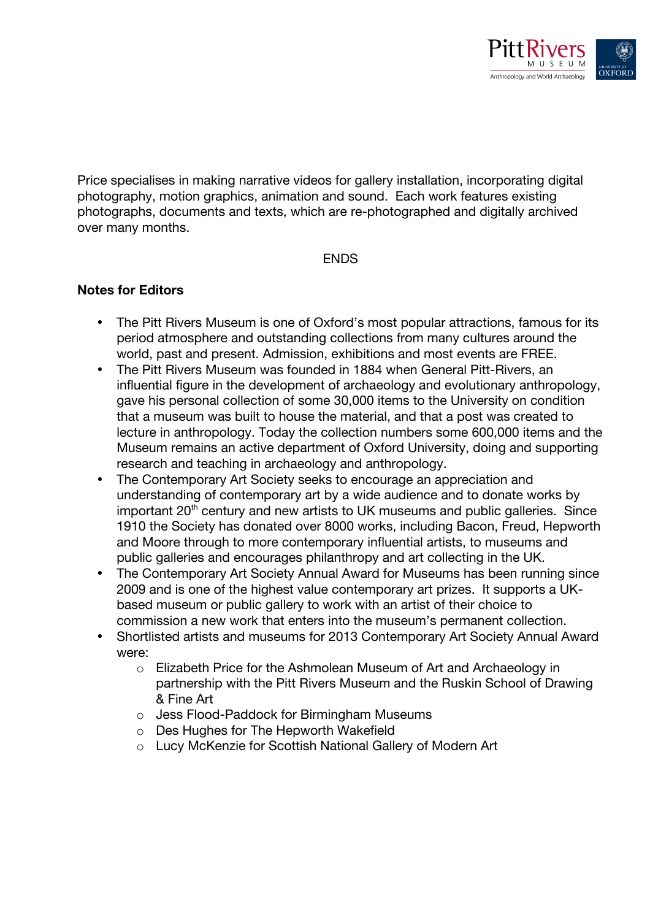Price specialises in making narrative videos for gallery installation, incorporating digital photography, motion graphics, animation and sound. Each work features existing photographs, documents and texts, which are re-photographed and digitally archived over many months.

ENDS

**Notes for Editors**

- The Pitt Rivers Museum is one of Oxford's most popular attractions, famous for its period atmosphere and outstanding collections from many cultures around the world, past and present. Admission, exhibitions and most events are FREE.
- The Pitt Rivers Museum was founded in 1884 when General Pitt-Rivers, an influential figure in the development of archaeology and evolutionary anthropology, gave his personal collection of some 30,000 items to the University on condition that a museum was built to house the material, and that a post was created to lecture in anthropology. Today the collection numbers some 600,000 items and the Museum remains an active department of Oxford University, doing and supporting research and teaching in archaeology and anthropology.
- The Contemporary Art Society seeks to encourage an appreciation and understanding of contemporary art by a wide audience and to donate works by important 20th century and new artists to UK museums and public galleries. Since 1910 the Society has donated over 8000 works, including Bacon, Freud, Hepworth and Moore through to more contemporary influential artists, to museums and public galleries and encourages philanthropy and art collecting in the UK.
- The Contemporary Art Society Annual Award for Museums has been running since 2009 and is one of the highest value contemporary art prizes. It supports a UK-based museum or public gallery to work with an artist of their choice to commission a new work that enters into the museum's permanent collection.
- Shortlisted artists and museums for 2013 Contemporary Art Society Annual Award were:
  - Elizabeth Price for the Ashmolean Museum of Art and Archaeology in partnership with the Pitt Rivers Museum and the Ruskin School of Drawing & Fine Art
  - Jess Flood-Paddock for Birmingham Museums
  - Des Hughes for The Hepworth Wakefield
  - Lucy McKenzie for Scottish National Gallery of Modern Art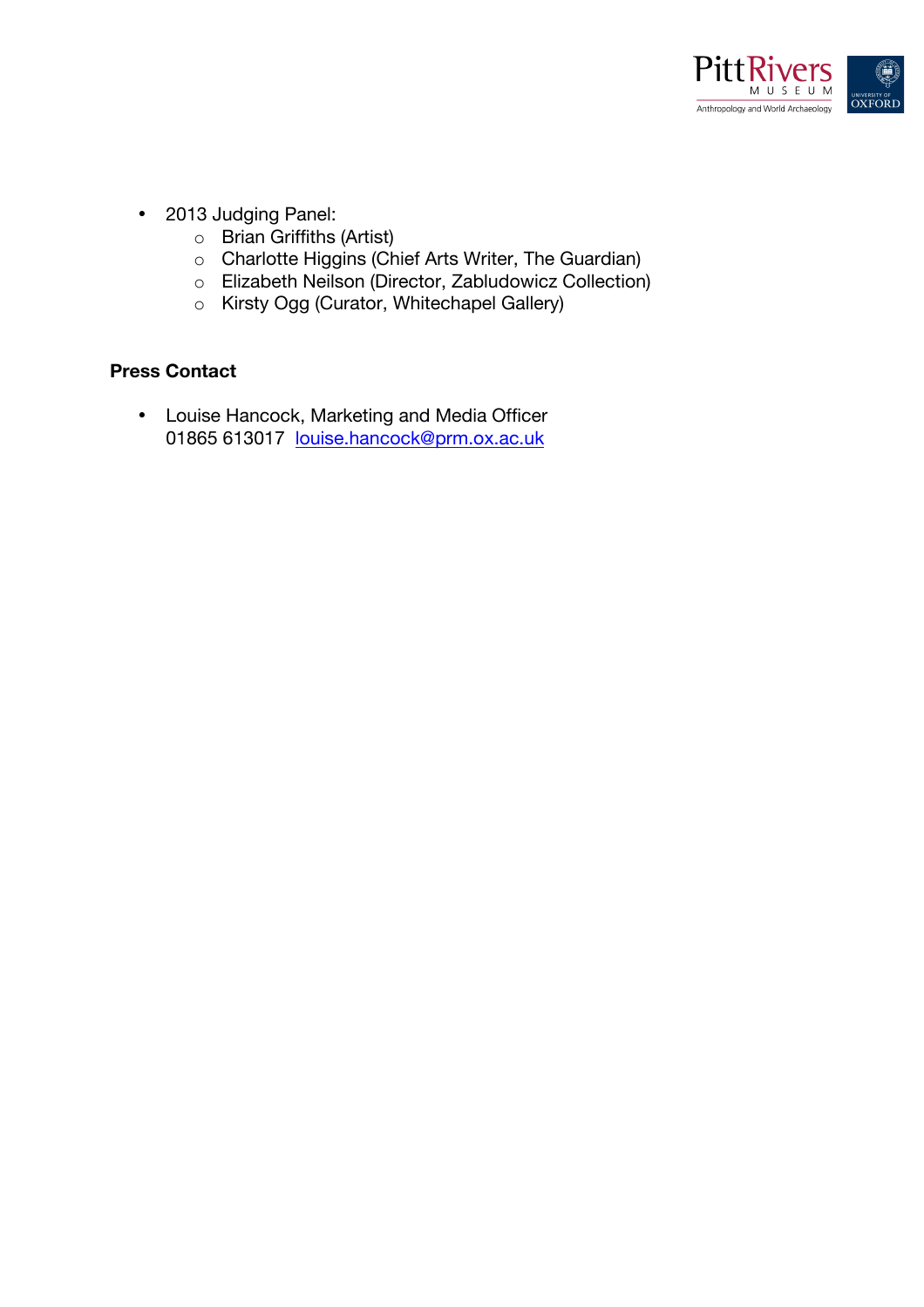- 2013 Judging Panel:
    - Brian Griffiths (Artist)
    - Charlotte Higgins (Chief Arts Writer, The Guardian)
    - Elizabeth Neilson (Director, Zabludowicz Collection)
    - Kirsty Ogg (Curator, Whitechapel Gallery)

**Press Contact**

- Louise Hancock, Marketing and Media Officer
  01865 613017 louise.hancock@prm.ox.ac.uk